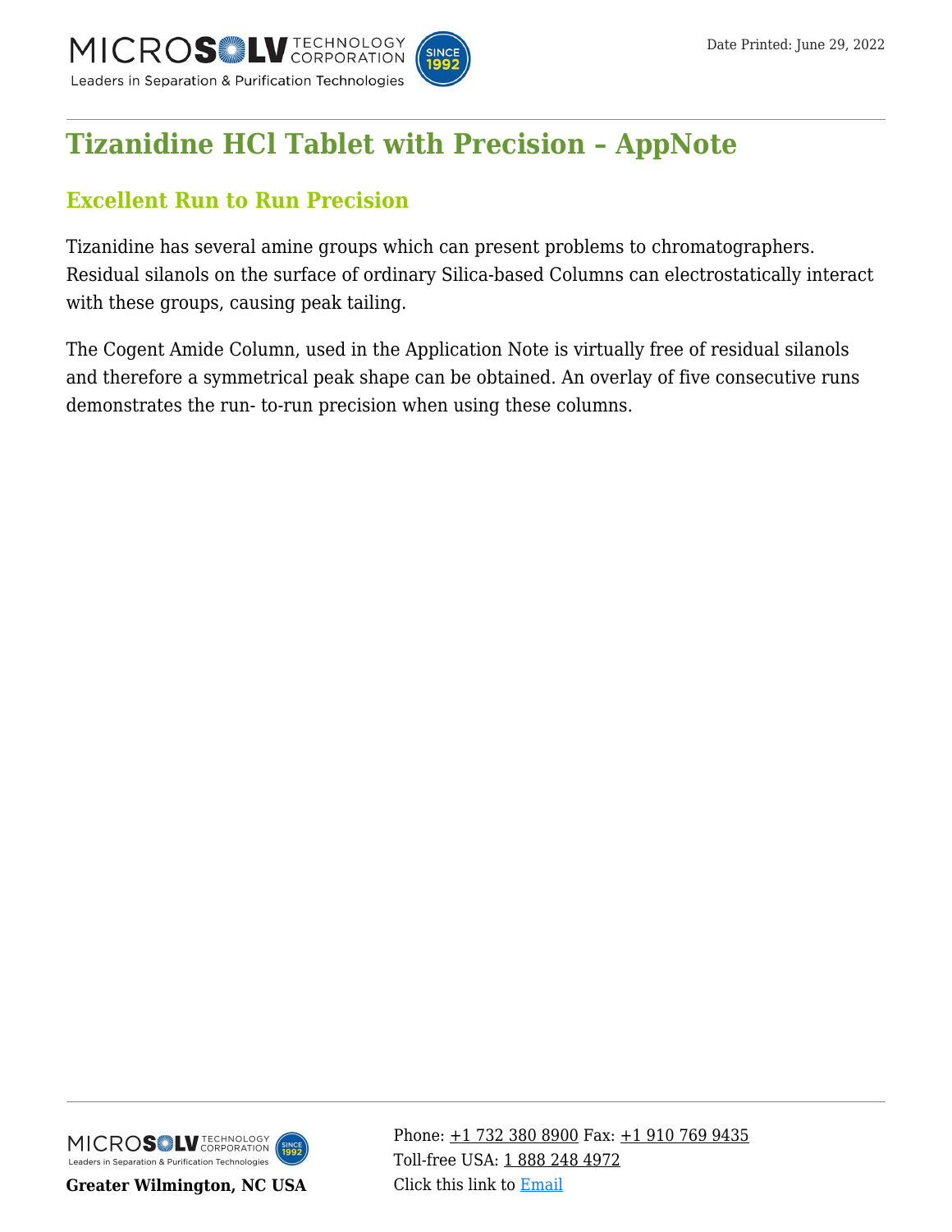# Tizanidine HCl Tablet with Precision – AppNote

## Excellent Run to Run Precision

Tizanidine has several amine groups which can present problems to chromatographers. Residual silanols on the surface of ordinary Silica-based Columns can electrostatically interact with these groups, causing peak tailing.

The Cogent Amide Column, used in the Application Note is virtually free of residual silanols and therefore a symmetrical peak shape can be obtained. An overlay of five consecutive runs demonstrates the run- to-run precision when using these columns.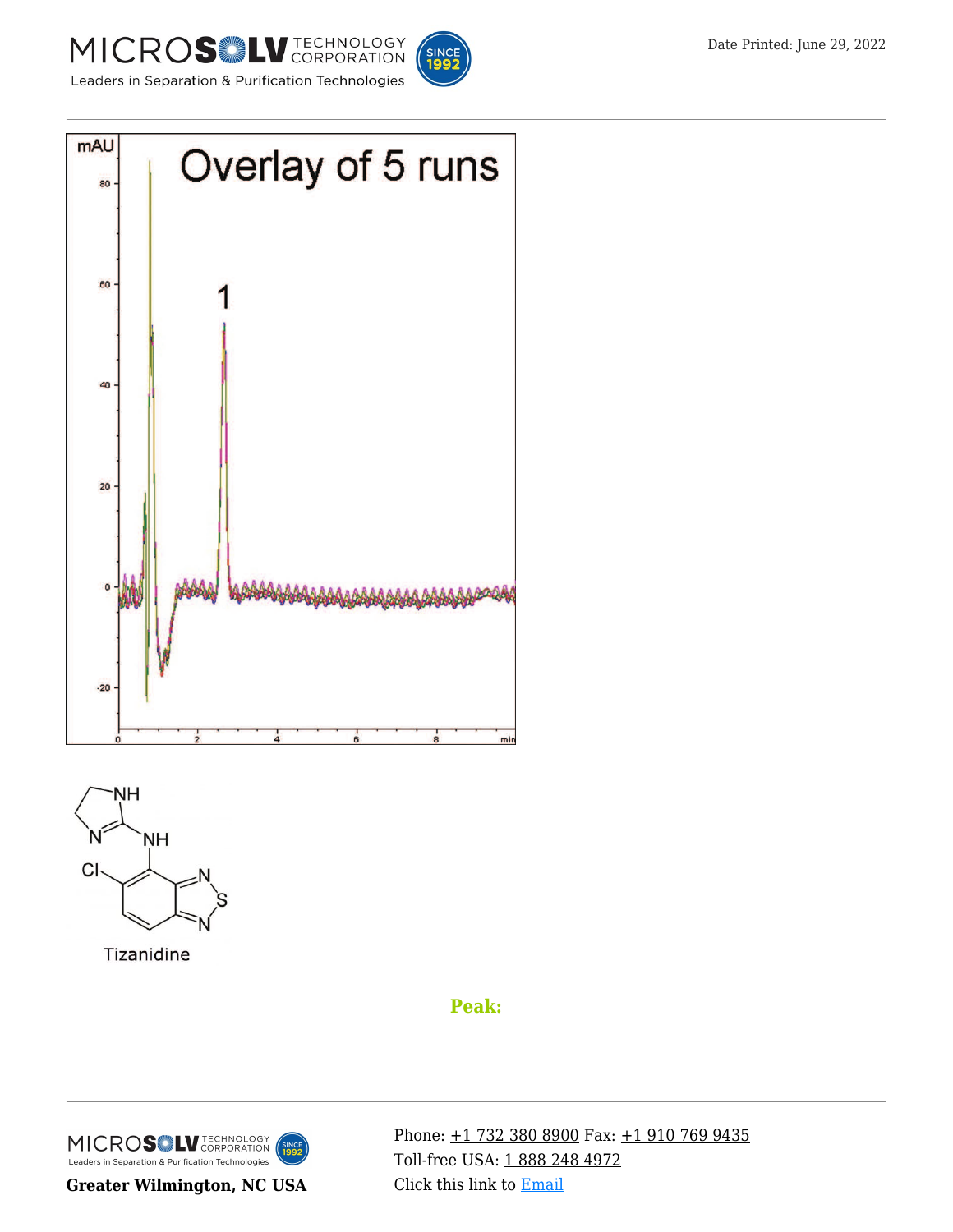Overlay of 5 runs

Tizanidine

**Peak:**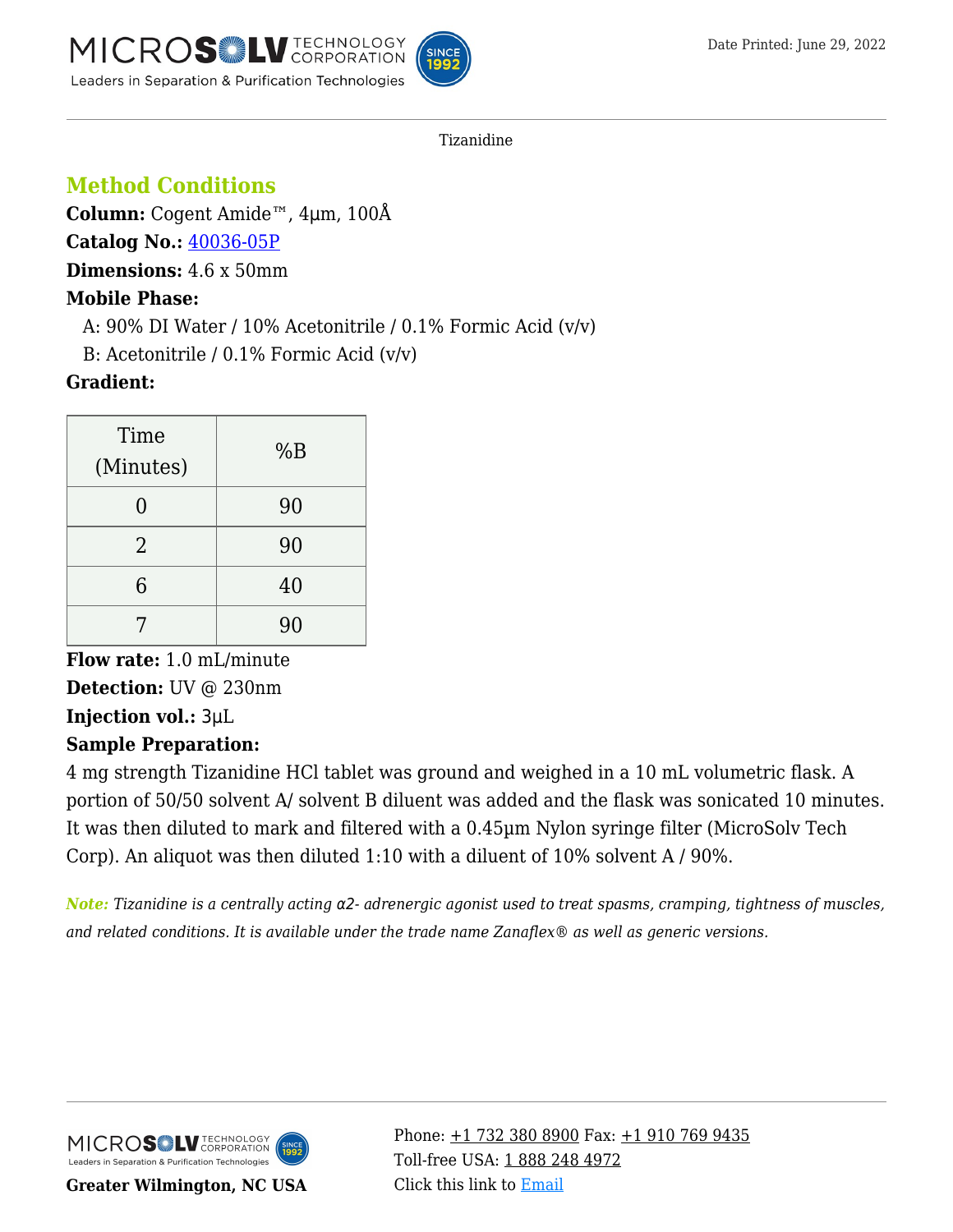Tizanidine

## Method Conditions

**Column:** Cogent Amide™, 4μm, 100Å

**Catalog No.:** [40036-05P]

**Dimensions:** 4.6 x 50mm

**Mobile Phase:**

A: 90% DI Water / 10% Acetonitrile / 0.1% Formic Acid (v/v)

B: Acetonitrile / 0.1% Formic Acid (v/v)

**Gradient:**

| Time (Minutes) | %B |
|---|---|
| 0 | 90 |
| 2 | 90 |
| 6 | 40 |
| 7 | 90 |

**Flow rate:** 1.0 mL/minute

**Detection:** UV @ 230nm

**Injection vol.:** 3μL

**Sample Preparation:**

4 mg strength Tizanidine HCl tablet was ground and weighed in a 10 mL volumetric flask. A portion of 50/50 solvent A/ solvent B diluent was added and the flask was sonicated 10 minutes. It was then diluted to mark and filtered with a 0.45μm Nylon syringe filter (MicroSolv Tech Corp). An aliquot was then diluted 1:10 with a diluent of 10% solvent A / 90%.

***Note:*** *Tizanidine is a centrally acting α2- adrenergic agonist used to treat spasms, cramping, tightness of muscles, and related conditions. It is available under the trade name Zanaflex® as well as generic versions.*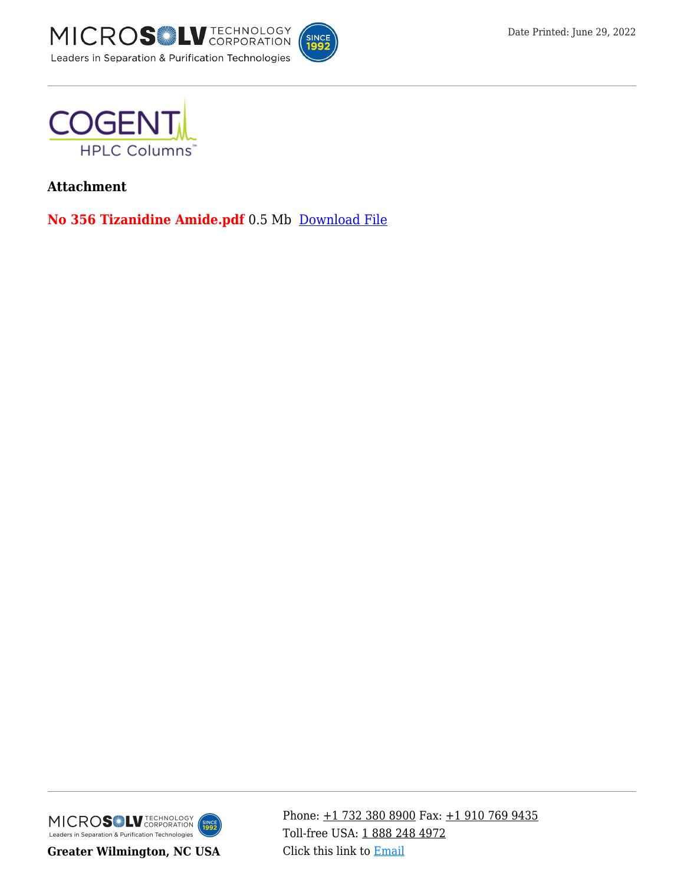**Attachment**

**No 356 Tizanidine Amide.pdf** 0.5 Mb Download File